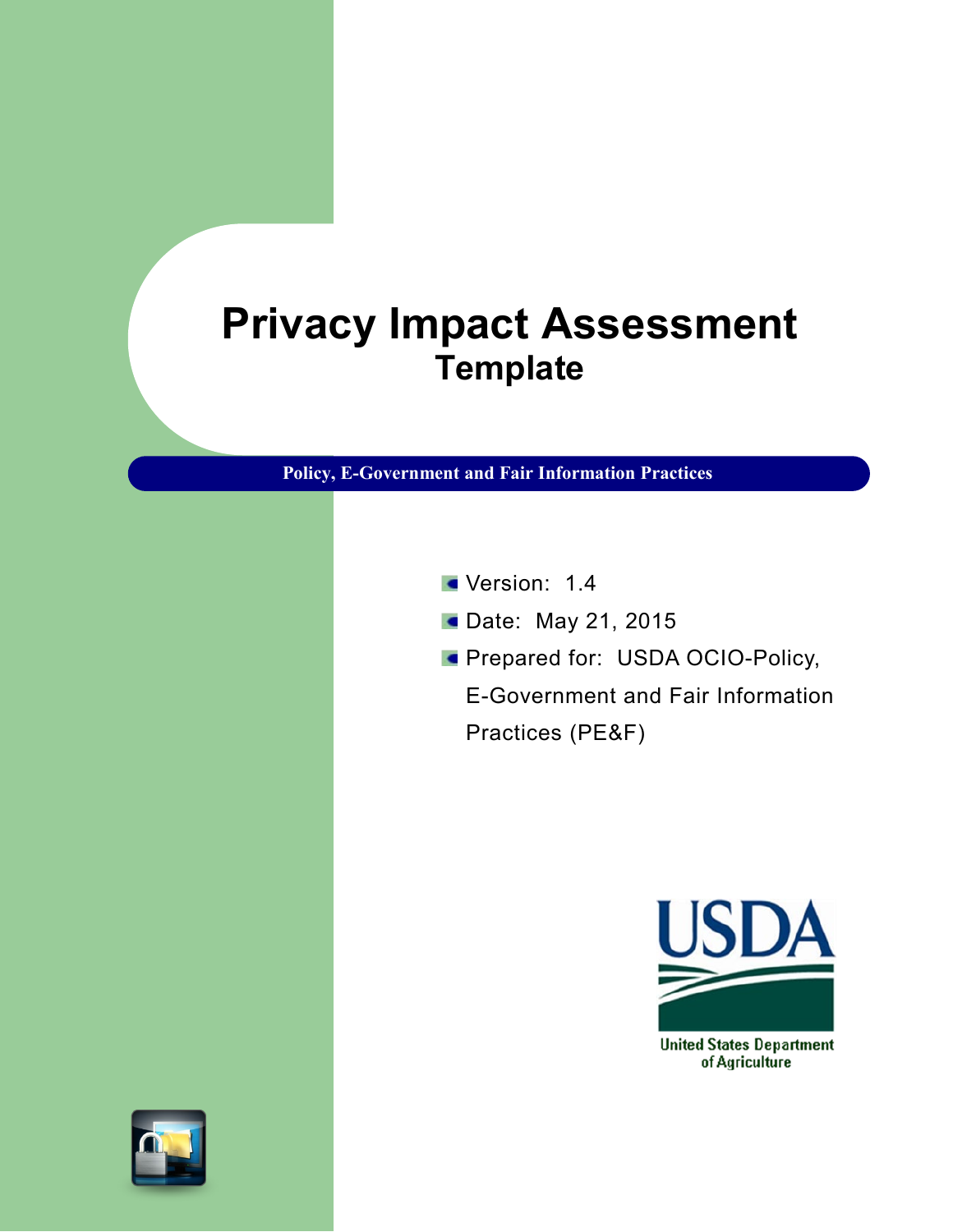# Privacy Impact Assessment
## Template

**Policy, E-Government and Fair Information Practices**

- Version: 1.4
- Date: May 21, 2015
- Prepared for: USDA OCIO-Policy, E-Government and Fair Information Practices (PE&F)

United States Department of Agriculture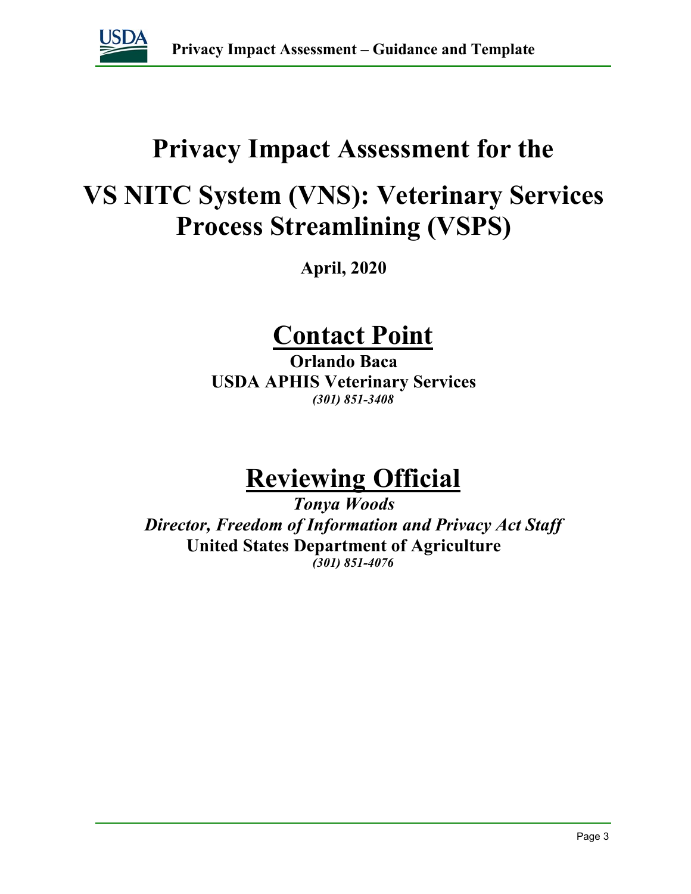# Privacy Impact Assessment for the

# VS NITC System (VNS): Veterinary Services Process Streamlining (VSPS)

**April, 2020**

## Contact Point

**Orlando Baca**
**USDA APHIS Veterinary Services**
***(301) 851-3408***

## Reviewing Official

***Tonya Woods***
***Director, Freedom of Information and Privacy Act Staff***
**United States Department of Agriculture**
***(301) 851-4076***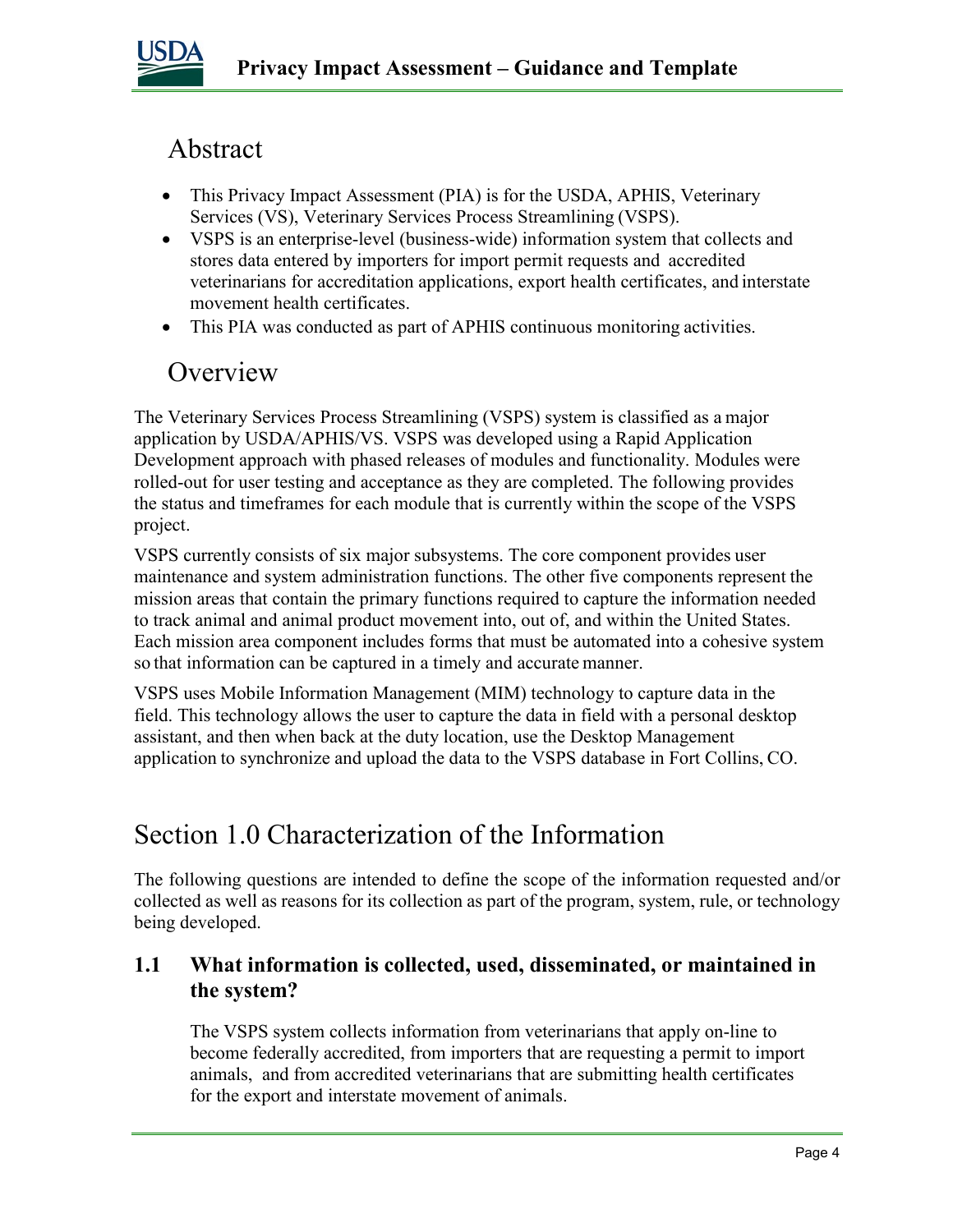## Abstract

- This Privacy Impact Assessment (PIA) is for the USDA, APHIS, Veterinary Services (VS), Veterinary Services Process Streamlining (VSPS).
- VSPS is an enterprise-level (business-wide) information system that collects and stores data entered by importers for import permit requests and accredited veterinarians for accreditation applications, export health certificates, and interstate movement health certificates.
- This PIA was conducted as part of APHIS continuous monitoring activities.

## Overview

The Veterinary Services Process Streamlining (VSPS) system is classified as a major application by USDA/APHIS/VS. VSPS was developed using a Rapid Application Development approach with phased releases of modules and functionality. Modules were rolled-out for user testing and acceptance as they are completed. The following provides the status and timeframes for each module that is currently within the scope of the VSPS project.

VSPS currently consists of six major subsystems. The core component provides user maintenance and system administration functions. The other five components represent the mission areas that contain the primary functions required to capture the information needed to track animal and animal product movement into, out of, and within the United States. Each mission area component includes forms that must be automated into a cohesive system so that information can be captured in a timely and accurate manner.

VSPS uses Mobile Information Management (MIM) technology to capture data in the field. This technology allows the user to capture the data in field with a personal desktop assistant, and then when back at the duty location, use the Desktop Management application to synchronize and upload the data to the VSPS database in Fort Collins, CO.

# Section 1.0 Characterization of the Information

The following questions are intended to define the scope of the information requested and/or collected as well as reasons for its collection as part of the program, system, rule, or technology being developed.

### 1.1 What information is collected, used, disseminated, or maintained in the system?

The VSPS system collects information from veterinarians that apply on-line to become federally accredited, from importers that are requesting a permit to import animals, and from accredited veterinarians that are submitting health certificates for the export and interstate movement of animals.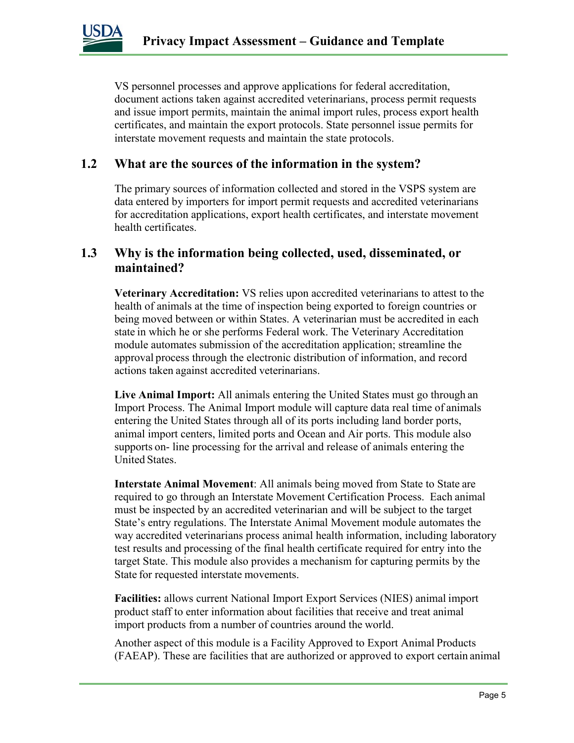VS personnel processes and approve applications for federal accreditation, document actions taken against accredited veterinarians, process permit requests and issue import permits, maintain the animal import rules, process export health certificates, and maintain the export protocols. State personnel issue permits for interstate movement requests and maintain the state protocols.

## 1.2 What are the sources of the information in the system?

The primary sources of information collected and stored in the VSPS system are data entered by importers for import permit requests and accredited veterinarians for accreditation applications, export health certificates, and interstate movement health certificates.

## 1.3 Why is the information being collected, used, disseminated, or maintained?

**Veterinary Accreditation:** VS relies upon accredited veterinarians to attest to the health of animals at the time of inspection being exported to foreign countries or being moved between or within States. A veterinarian must be accredited in each state in which he or she performs Federal work. The Veterinary Accreditation module automates submission of the accreditation application; streamline the approval process through the electronic distribution of information, and record actions taken against accredited veterinarians.

**Live Animal Import:** All animals entering the United States must go through an Import Process. The Animal Import module will capture data real time of animals entering the United States through all of its ports including land border ports, animal import centers, limited ports and Ocean and Air ports. This module also supports on- line processing for the arrival and release of animals entering the United States.

**Interstate Animal Movement**: All animals being moved from State to State are required to go through an Interstate Movement Certification Process. Each animal must be inspected by an accredited veterinarian and will be subject to the target State's entry regulations. The Interstate Animal Movement module automates the way accredited veterinarians process animal health information, including laboratory test results and processing of the final health certificate required for entry into the target State. This module also provides a mechanism for capturing permits by the State for requested interstate movements.

**Facilities:** allows current National Import Export Services (NIES) animal import product staff to enter information about facilities that receive and treat animal import products from a number of countries around the world.

Another aspect of this module is a Facility Approved to Export Animal Products (FAEAP). These are facilities that are authorized or approved to export certain animal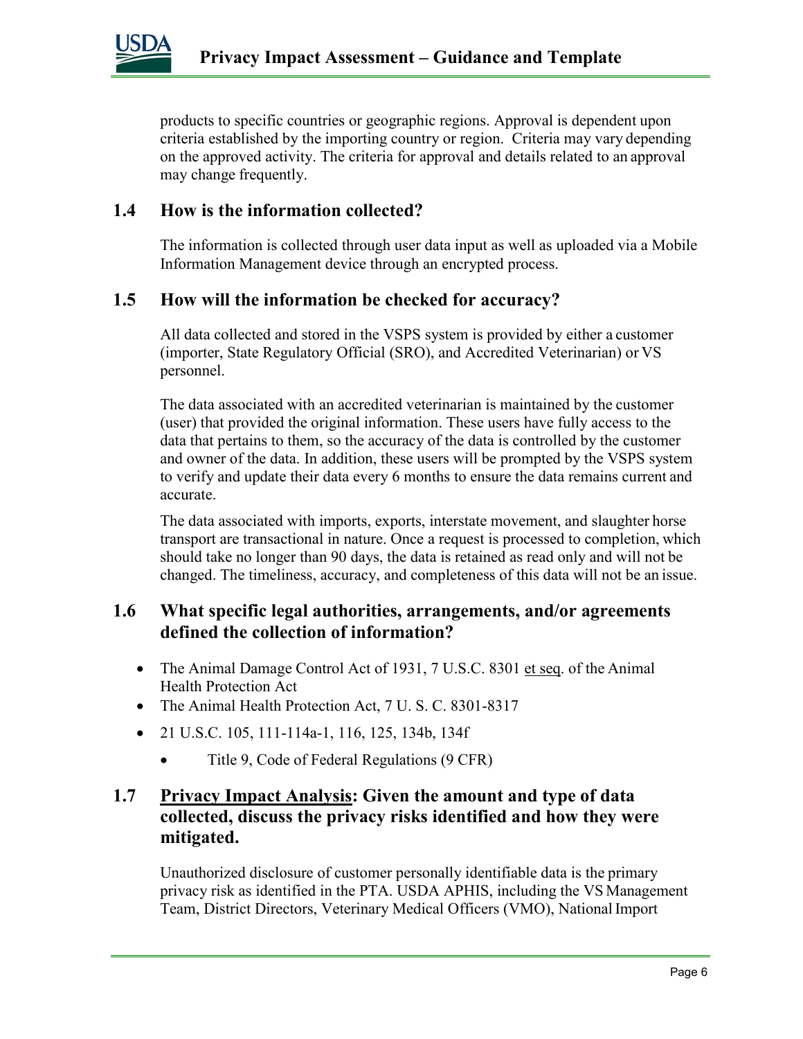products to specific countries or geographic regions. Approval is dependent upon criteria established by the importing country or region. Criteria may vary depending on the approved activity. The criteria for approval and details related to an approval may change frequently.

## 1.4 How is the information collected?

The information is collected through user data input as well as uploaded via a Mobile Information Management device through an encrypted process.

## 1.5 How will the information be checked for accuracy?

All data collected and stored in the VSPS system is provided by either a customer (importer, State Regulatory Official (SRO), and Accredited Veterinarian) or VS personnel.

The data associated with an accredited veterinarian is maintained by the customer (user) that provided the original information. These users have fully access to the data that pertains to them, so the accuracy of the data is controlled by the customer and owner of the data. In addition, these users will be prompted by the VSPS system to verify and update their data every 6 months to ensure the data remains current and accurate.

The data associated with imports, exports, interstate movement, and slaughter horse transport are transactional in nature. Once a request is processed to completion, which should take no longer than 90 days, the data is retained as read only and will not be changed. The timeliness, accuracy, and completeness of this data will not be an issue.

## 1.6 What specific legal authorities, arrangements, and/or agreements defined the collection of information?

- The Animal Damage Control Act of 1931, 7 U.S.C. 8301 et seq. of the Animal Health Protection Act
- The Animal Health Protection Act, 7 U. S. C. 8301-8317
- 21 U.S.C. 105, 111-114a-1, 116, 125, 134b, 134f
  - Title 9, Code of Federal Regulations (9 CFR)

## 1.7 Privacy Impact Analysis: Given the amount and type of data collected, discuss the privacy risks identified and how they were mitigated.

Unauthorized disclosure of customer personally identifiable data is the primary privacy risk as identified in the PTA. USDA APHIS, including the VS Management Team, District Directors, Veterinary Medical Officers (VMO), National Import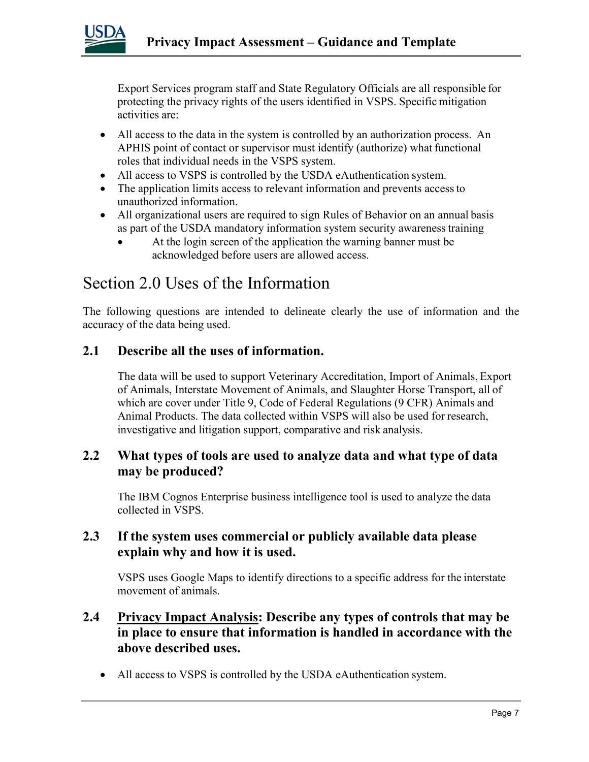Export Services program staff and State Regulatory Officials are all responsible for protecting the privacy rights of the users identified in VSPS. Specific mitigation activities are:

- All access to the data in the system is controlled by an authorization process. An APHIS point of contact or supervisor must identify (authorize) what functional roles that individual needs in the VSPS system.
- All access to VSPS is controlled by the USDA eAuthentication system.
- The application limits access to relevant information and prevents access to unauthorized information.
- All organizational users are required to sign Rules of Behavior on an annual basis as part of the USDA mandatory information system security awareness training
  - At the login screen of the application the warning banner must be acknowledged before users are allowed access.

# Section 2.0 Uses of the Information

The following questions are intended to delineate clearly the use of information and the accuracy of the data being used.

## 2.1 Describe all the uses of information.

The data will be used to support Veterinary Accreditation, Import of Animals, Export of Animals, Interstate Movement of Animals, and Slaughter Horse Transport, all of which are cover under Title 9, Code of Federal Regulations (9 CFR) Animals and Animal Products. The data collected within VSPS will also be used for research, investigative and litigation support, comparative and risk analysis.

## 2.2 What types of tools are used to analyze data and what type of data may be produced?

The IBM Cognos Enterprise business intelligence tool is used to analyze the data collected in VSPS.

## 2.3 If the system uses commercial or publicly available data please explain why and how it is used.

VSPS uses Google Maps to identify directions to a specific address for the interstate movement of animals.

## 2.4 <u>Privacy Impact Analysis</u>: Describe any types of controls that may be in place to ensure that information is handled in accordance with the above described uses.

- All access to VSPS is controlled by the USDA eAuthentication system.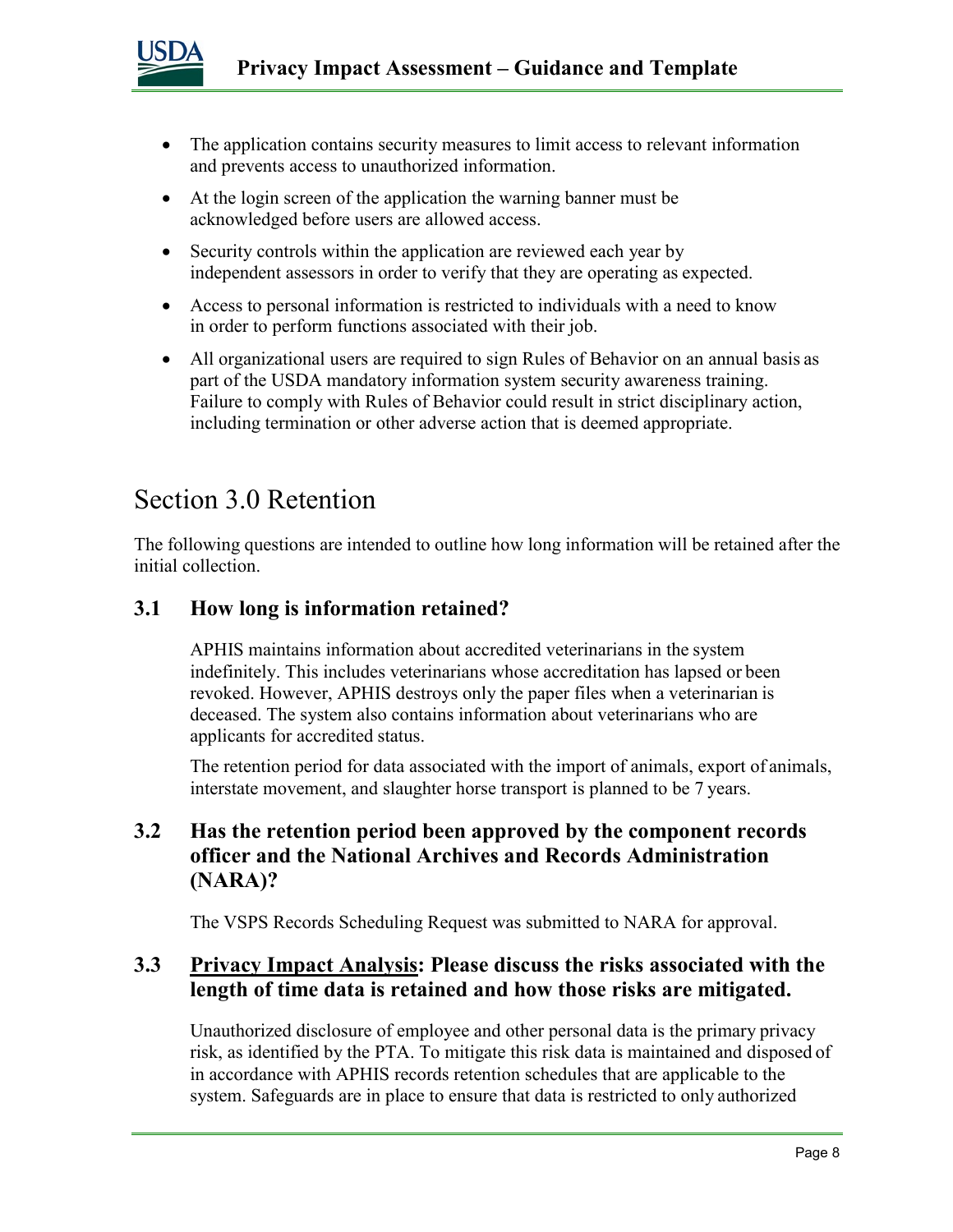- The application contains security measures to limit access to relevant information and prevents access to unauthorized information.
- At the login screen of the application the warning banner must be acknowledged before users are allowed access.
- Security controls within the application are reviewed each year by independent assessors in order to verify that they are operating as expected.
- Access to personal information is restricted to individuals with a need to know in order to perform functions associated with their job.
- All organizational users are required to sign Rules of Behavior on an annual basis as part of the USDA mandatory information system security awareness training. Failure to comply with Rules of Behavior could result in strict disciplinary action, including termination or other adverse action that is deemed appropriate.

# Section 3.0 Retention

The following questions are intended to outline how long information will be retained after the initial collection.

## 3.1 How long is information retained?

APHIS maintains information about accredited veterinarians in the system indefinitely. This includes veterinarians whose accreditation has lapsed or been revoked. However, APHIS destroys only the paper files when a veterinarian is deceased. The system also contains information about veterinarians who are applicants for accredited status.

The retention period for data associated with the import of animals, export of animals, interstate movement, and slaughter horse transport is planned to be 7 years.

## 3.2 Has the retention period been approved by the component records officer and the National Archives and Records Administration (NARA)?

The VSPS Records Scheduling Request was submitted to NARA for approval.

## 3.3 Privacy Impact Analysis: Please discuss the risks associated with the length of time data is retained and how those risks are mitigated.

Unauthorized disclosure of employee and other personal data is the primary privacy risk, as identified by the PTA. To mitigate this risk data is maintained and disposed of in accordance with APHIS records retention schedules that are applicable to the system. Safeguards are in place to ensure that data is restricted to only authorized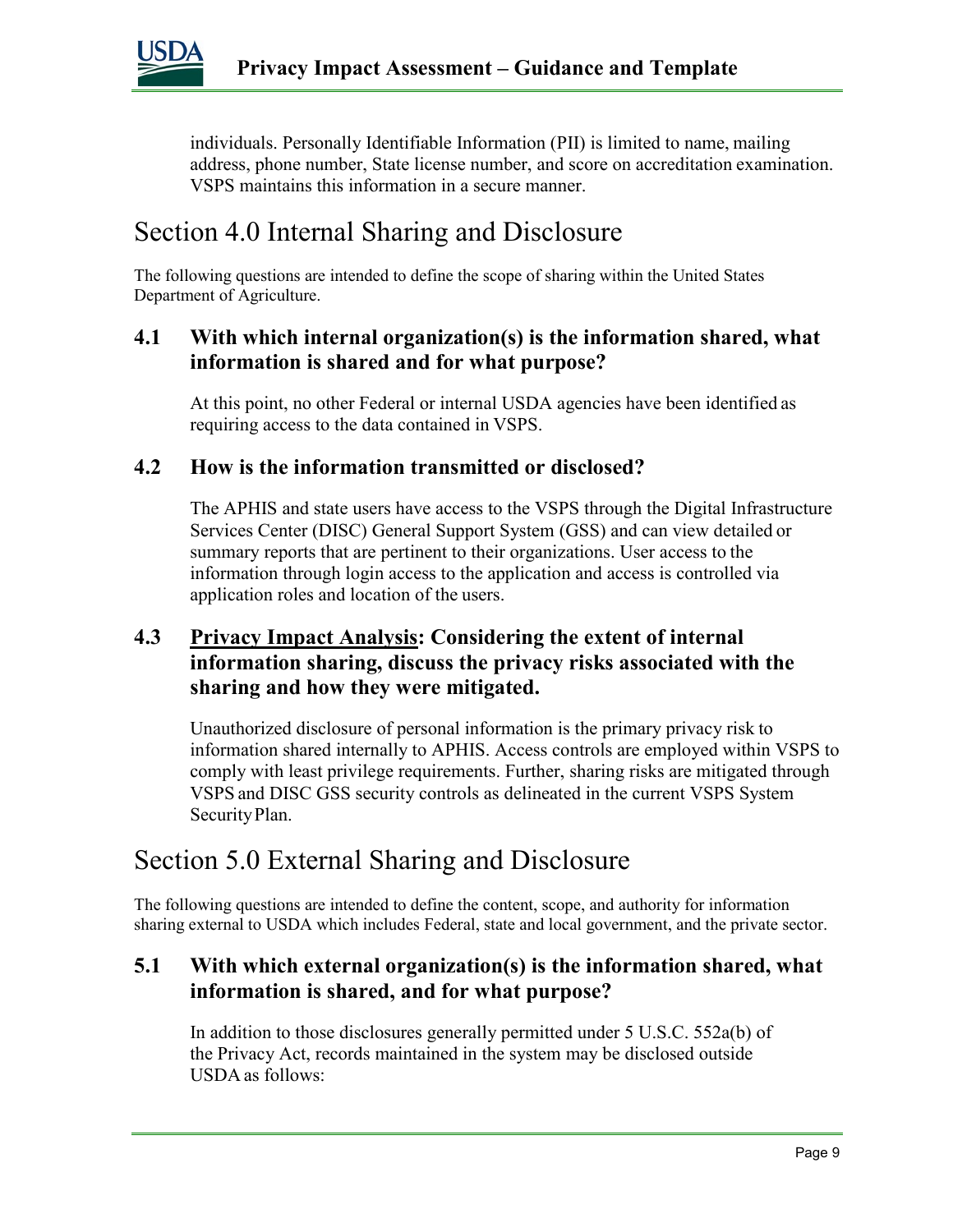individuals. Personally Identifiable Information (PII) is limited to name, mailing address, phone number, State license number, and score on accreditation examination. VSPS maintains this information in a secure manner.

# Section 4.0 Internal Sharing and Disclosure

The following questions are intended to define the scope of sharing within the United States Department of Agriculture.

### 4.1 With which internal organization(s) is the information shared, what information is shared and for what purpose?

At this point, no other Federal or internal USDA agencies have been identified as requiring access to the data contained in VSPS.

### 4.2 How is the information transmitted or disclosed?

The APHIS and state users have access to the VSPS through the Digital Infrastructure Services Center (DISC) General Support System (GSS) and can view detailed or summary reports that are pertinent to their organizations. User access to the information through login access to the application and access is controlled via application roles and location of the users.

### 4.3 Privacy Impact Analysis: Considering the extent of internal information sharing, discuss the privacy risks associated with the sharing and how they were mitigated.

Unauthorized disclosure of personal information is the primary privacy risk to information shared internally to APHIS. Access controls are employed within VSPS to comply with least privilege requirements. Further, sharing risks are mitigated through VSPS and DISC GSS security controls as delineated in the current VSPS System Security Plan.

# Section 5.0 External Sharing and Disclosure

The following questions are intended to define the content, scope, and authority for information sharing external to USDA which includes Federal, state and local government, and the private sector.

### 5.1 With which external organization(s) is the information shared, what information is shared, and for what purpose?

In addition to those disclosures generally permitted under 5 U.S.C. 552a(b) of the Privacy Act, records maintained in the system may be disclosed outside USDA as follows: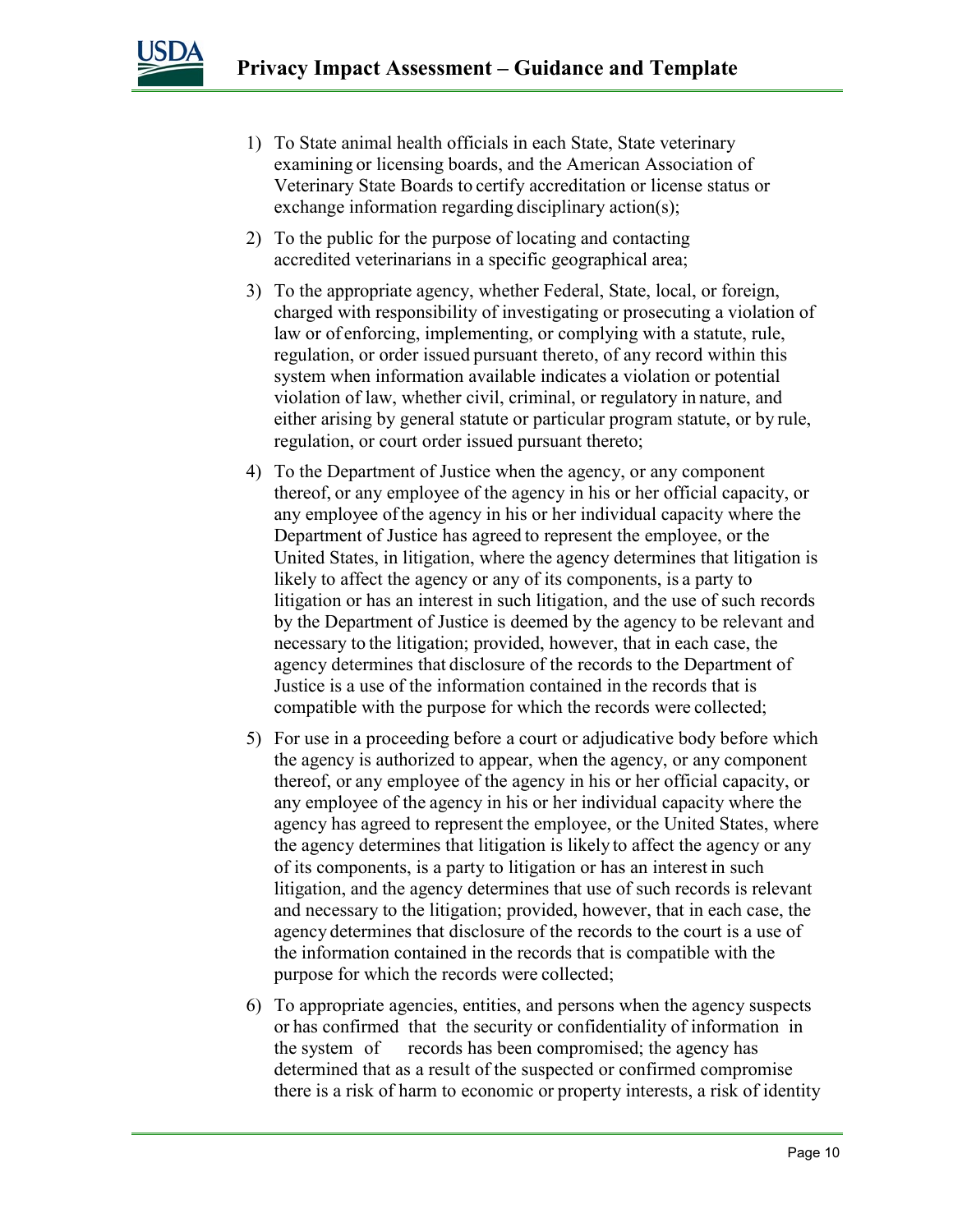1) To State animal health officials in each State, State veterinary examining or licensing boards, and the American Association of Veterinary State Boards to certify accreditation or license status or exchange information regarding disciplinary action(s);

2) To the public for the purpose of locating and contacting accredited veterinarians in a specific geographical area;

3) To the appropriate agency, whether Federal, State, local, or foreign, charged with responsibility of investigating or prosecuting a violation of law or of enforcing, implementing, or complying with a statute, rule, regulation, or order issued pursuant thereto, of any record within this system when information available indicates a violation or potential violation of law, whether civil, criminal, or regulatory in nature, and either arising by general statute or particular program statute, or by rule, regulation, or court order issued pursuant thereto;

4) To the Department of Justice when the agency, or any component thereof, or any employee of the agency in his or her official capacity, or any employee of the agency in his or her individual capacity where the Department of Justice has agreed to represent the employee, or the United States, in litigation, where the agency determines that litigation is likely to affect the agency or any of its components, is a party to litigation or has an interest in such litigation, and the use of such records by the Department of Justice is deemed by the agency to be relevant and necessary to the litigation; provided, however, that in each case, the agency determines that disclosure of the records to the Department of Justice is a use of the information contained in the records that is compatible with the purpose for which the records were collected;

5) For use in a proceeding before a court or adjudicative body before which the agency is authorized to appear, when the agency, or any component thereof, or any employee of the agency in his or her official capacity, or any employee of the agency in his or her individual capacity where the agency has agreed to represent the employee, or the United States, where the agency determines that litigation is likely to affect the agency or any of its components, is a party to litigation or has an interest in such litigation, and the agency determines that use of such records is relevant and necessary to the litigation; provided, however, that in each case, the agency determines that disclosure of the records to the court is a use of the information contained in the records that is compatible with the purpose for which the records were collected;

6) To appropriate agencies, entities, and persons when the agency suspects or has confirmed that the security or confidentiality of information in the system of records has been compromised; the agency has determined that as a result of the suspected or confirmed compromise there is a risk of harm to economic or property interests, a risk of identity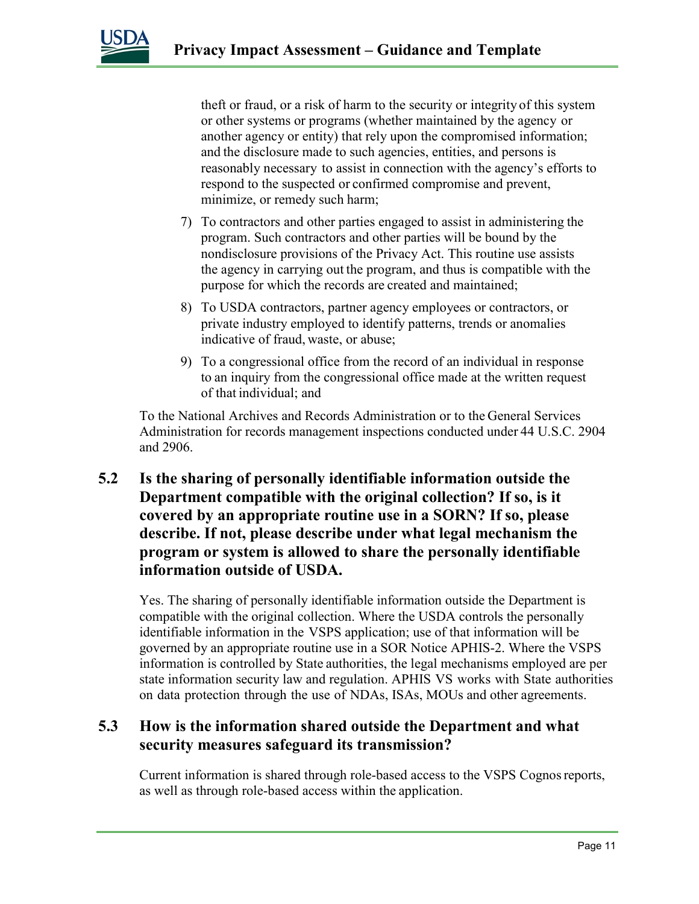theft or fraud, or a risk of harm to the security or integrity of this system or other systems or programs (whether maintained by the agency or another agency or entity) that rely upon the compromised information; and the disclosure made to such agencies, entities, and persons is reasonably necessary to assist in connection with the agency's efforts to respond to the suspected or confirmed compromise and prevent, minimize, or remedy such harm;

7) To contractors and other parties engaged to assist in administering the program. Such contractors and other parties will be bound by the nondisclosure provisions of the Privacy Act. This routine use assists the agency in carrying out the program, and thus is compatible with the purpose for which the records are created and maintained;
8) To USDA contractors, partner agency employees or contractors, or private industry employed to identify patterns, trends or anomalies indicative of fraud, waste, or abuse;
9) To a congressional office from the record of an individual in response to an inquiry from the congressional office made at the written request of that individual; and

To the National Archives and Records Administration or to the General Services Administration for records management inspections conducted under 44 U.S.C. 2904 and 2906.

## 5.2 Is the sharing of personally identifiable information outside the Department compatible with the original collection? If so, is it covered by an appropriate routine use in a SORN? If so, please describe. If not, please describe under what legal mechanism the program or system is allowed to share the personally identifiable information outside of USDA.

Yes. The sharing of personally identifiable information outside the Department is compatible with the original collection. Where the USDA controls the personally identifiable information in the VSPS application; use of that information will be governed by an appropriate routine use in a SOR Notice APHIS-2. Where the VSPS information is controlled by State authorities, the legal mechanisms employed are per state information security law and regulation. APHIS VS works with State authorities on data protection through the use of NDAs, ISAs, MOUs and other agreements.

## 5.3 How is the information shared outside the Department and what security measures safeguard its transmission?

Current information is shared through role-based access to the VSPS Cognos reports, as well as through role-based access within the application.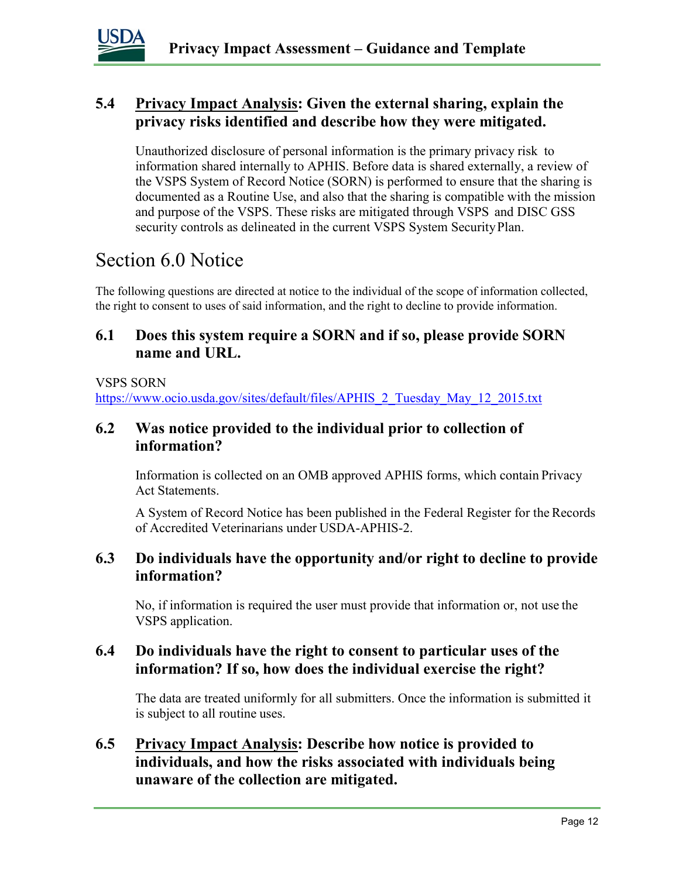### 5.4 <u>Privacy Impact Analysis</u>: Given the external sharing, explain the privacy risks identified and describe how they were mitigated.

Unauthorized disclosure of personal information is the primary privacy risk to information shared internally to APHIS. Before data is shared externally, a review of the VSPS System of Record Notice (SORN) is performed to ensure that the sharing is documented as a Routine Use, and also that the sharing is compatible with the mission and purpose of the VSPS. These risks are mitigated through VSPS and DISC GSS security controls as delineated in the current VSPS System Security Plan.

## Section 6.0 Notice

The following questions are directed at notice to the individual of the scope of information collected, the right to consent to uses of said information, and the right to decline to provide information.

### 6.1 Does this system require a SORN and if so, please provide SORN name and URL.

VSPS SORN
https://www.ocio.usda.gov/sites/default/files/APHIS_2_Tuesday_May_12_2015.txt

### 6.2 Was notice provided to the individual prior to collection of information?

Information is collected on an OMB approved APHIS forms, which contain Privacy Act Statements.

A System of Record Notice has been published in the Federal Register for the Records of Accredited Veterinarians under USDA-APHIS-2.

### 6.3 Do individuals have the opportunity and/or right to decline to provide information?

No, if information is required the user must provide that information or, not use the VSPS application.

### 6.4 Do individuals have the right to consent to particular uses of the information? If so, how does the individual exercise the right?

The data are treated uniformly for all submitters. Once the information is submitted it is subject to all routine uses.

### 6.5 <u>Privacy Impact Analysis</u>: Describe how notice is provided to individuals, and how the risks associated with individuals being unaware of the collection are mitigated.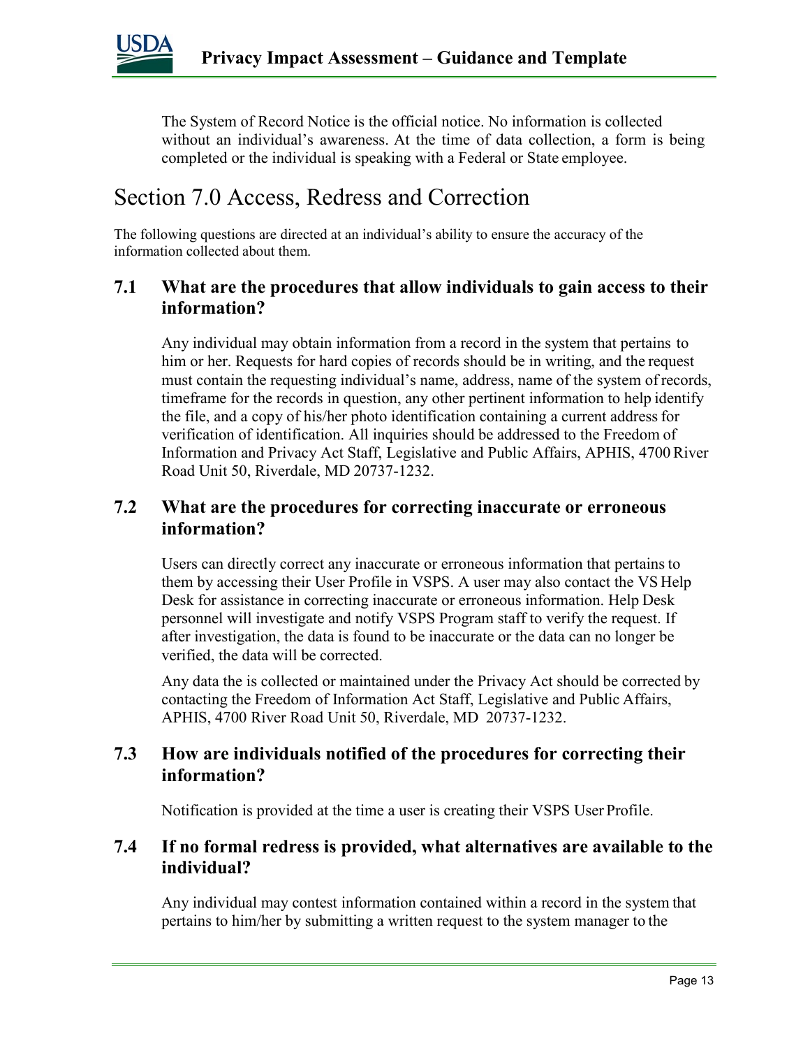The System of Record Notice is the official notice. No information is collected without an individual's awareness. At the time of data collection, a form is being completed or the individual is speaking with a Federal or State employee.

# Section 7.0 Access, Redress and Correction

The following questions are directed at an individual's ability to ensure the accuracy of the information collected about them.

### 7.1 What are the procedures that allow individuals to gain access to their information?

Any individual may obtain information from a record in the system that pertains to him or her. Requests for hard copies of records should be in writing, and the request must contain the requesting individual's name, address, name of the system of records, timeframe for the records in question, any other pertinent information to help identify the file, and a copy of his/her photo identification containing a current address for verification of identification. All inquiries should be addressed to the Freedom of Information and Privacy Act Staff, Legislative and Public Affairs, APHIS, 4700 River Road Unit 50, Riverdale, MD 20737-1232.

### 7.2 What are the procedures for correcting inaccurate or erroneous information?

Users can directly correct any inaccurate or erroneous information that pertains to them by accessing their User Profile in VSPS. A user may also contact the VS Help Desk for assistance in correcting inaccurate or erroneous information. Help Desk personnel will investigate and notify VSPS Program staff to verify the request. If after investigation, the data is found to be inaccurate or the data can no longer be verified, the data will be corrected.

Any data the is collected or maintained under the Privacy Act should be corrected by contacting the Freedom of Information Act Staff, Legislative and Public Affairs, APHIS, 4700 River Road Unit 50, Riverdale, MD 20737-1232.

### 7.3 How are individuals notified of the procedures for correcting their information?

Notification is provided at the time a user is creating their VSPS User Profile.

### 7.4 If no formal redress is provided, what alternatives are available to the individual?

Any individual may contest information contained within a record in the system that pertains to him/her by submitting a written request to the system manager to the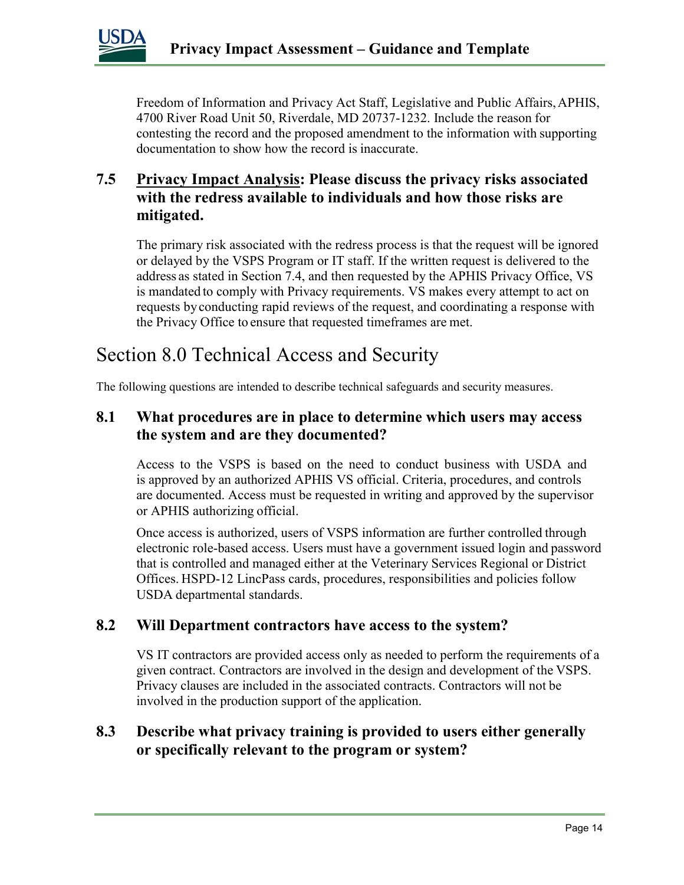Freedom of Information and Privacy Act Staff, Legislative and Public Affairs, APHIS, 4700 River Road Unit 50, Riverdale, MD 20737-1232. Include the reason for contesting the record and the proposed amendment to the information with supporting documentation to show how the record is inaccurate.

### 7.5 Privacy Impact Analysis: Please discuss the privacy risks associated with the redress available to individuals and how those risks are mitigated.

The primary risk associated with the redress process is that the request will be ignored or delayed by the VSPS Program or IT staff. If the written request is delivered to the address as stated in Section 7.4, and then requested by the APHIS Privacy Office, VS is mandated to comply with Privacy requirements. VS makes every attempt to act on requests by conducting rapid reviews of the request, and coordinating a response with the Privacy Office to ensure that requested timeframes are met.

## Section 8.0 Technical Access and Security

The following questions are intended to describe technical safeguards and security measures.

### 8.1 What procedures are in place to determine which users may access the system and are they documented?

Access to the VSPS is based on the need to conduct business with USDA and is approved by an authorized APHIS VS official. Criteria, procedures, and controls are documented. Access must be requested in writing and approved by the supervisor or APHIS authorizing official.

Once access is authorized, users of VSPS information are further controlled through electronic role-based access. Users must have a government issued login and password that is controlled and managed either at the Veterinary Services Regional or District Offices. HSPD-12 LincPass cards, procedures, responsibilities and policies follow USDA departmental standards.

### 8.2 Will Department contractors have access to the system?

VS IT contractors are provided access only as needed to perform the requirements of a given contract. Contractors are involved in the design and development of the VSPS. Privacy clauses are included in the associated contracts. Contractors will not be involved in the production support of the application.

### 8.3 Describe what privacy training is provided to users either generally or specifically relevant to the program or system?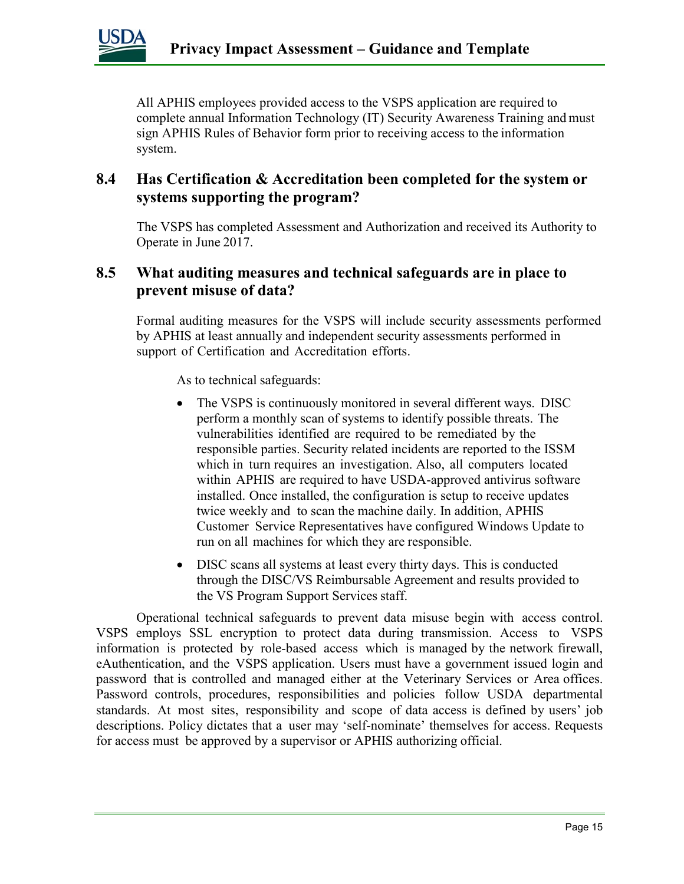All APHIS employees provided access to the VSPS application are required to complete annual Information Technology (IT) Security Awareness Training and must sign APHIS Rules of Behavior form prior to receiving access to the information system.

## 8.4 Has Certification & Accreditation been completed for the system or systems supporting the program?

The VSPS has completed Assessment and Authorization and received its Authority to Operate in June 2017.

## 8.5 What auditing measures and technical safeguards are in place to prevent misuse of data?

Formal auditing measures for the VSPS will include security assessments performed by APHIS at least annually and independent security assessments performed in support of Certification and Accreditation efforts.

As to technical safeguards:

- The VSPS is continuously monitored in several different ways. DISC perform a monthly scan of systems to identify possible threats. The vulnerabilities identified are required to be remediated by the responsible parties. Security related incidents are reported to the ISSM which in turn requires an investigation. Also, all computers located within APHIS are required to have USDA-approved antivirus software installed. Once installed, the configuration is setup to receive updates twice weekly and to scan the machine daily. In addition, APHIS Customer Service Representatives have configured Windows Update to run on all machines for which they are responsible.
- DISC scans all systems at least every thirty days. This is conducted through the DISC/VS Reimbursable Agreement and results provided to the VS Program Support Services staff.

Operational technical safeguards to prevent data misuse begin with access control. VSPS employs SSL encryption to protect data during transmission. Access to VSPS information is protected by role-based access which is managed by the network firewall, eAuthentication, and the VSPS application. Users must have a government issued login and password that is controlled and managed either at the Veterinary Services or Area offices. Password controls, procedures, responsibilities and policies follow USDA departmental standards. At most sites, responsibility and scope of data access is defined by users' job descriptions. Policy dictates that a user may 'self-nominate' themselves for access. Requests for access must be approved by a supervisor or APHIS authorizing official.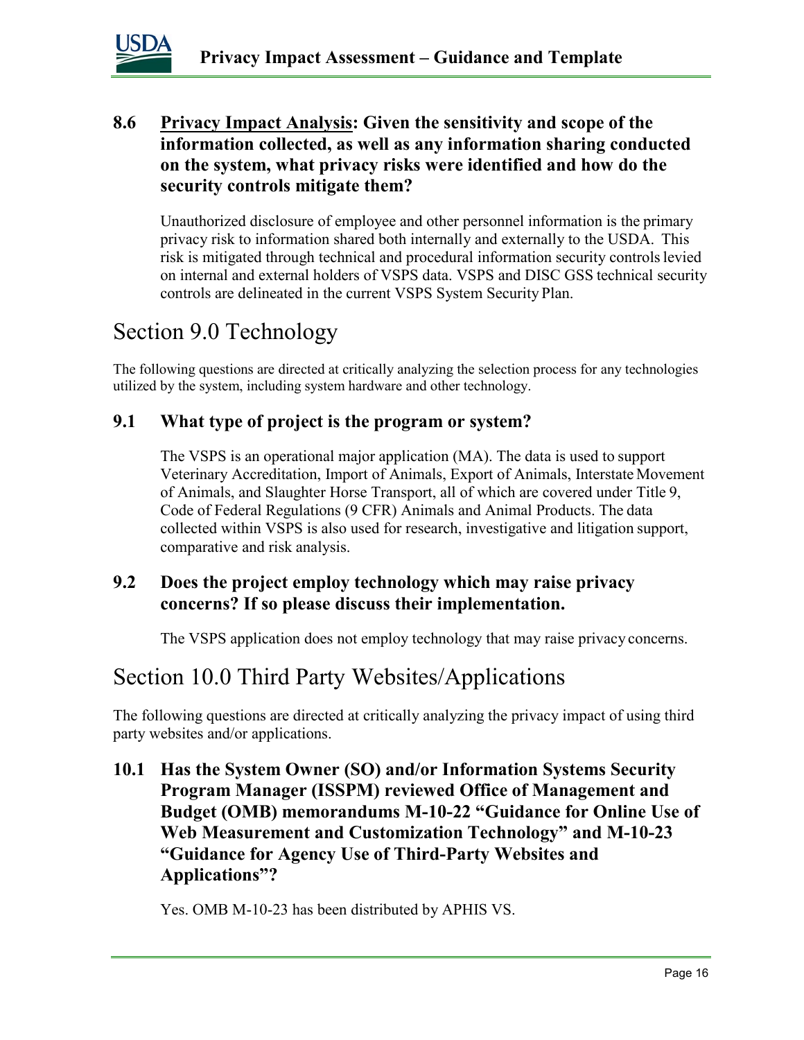### 8.6 <u>Privacy Impact Analysis</u>: Given the sensitivity and scope of the information collected, as well as any information sharing conducted on the system, what privacy risks were identified and how do the security controls mitigate them?

Unauthorized disclosure of employee and other personnel information is the primary privacy risk to information shared both internally and externally to the USDA. This risk is mitigated through technical and procedural information security controls levied on internal and external holders of VSPS data. VSPS and DISC GSS technical security controls are delineated in the current VSPS System Security Plan.

## Section 9.0 Technology

The following questions are directed at critically analyzing the selection process for any technologies utilized by the system, including system hardware and other technology.

### 9.1 What type of project is the program or system?

The VSPS is an operational major application (MA). The data is used to support Veterinary Accreditation, Import of Animals, Export of Animals, Interstate Movement of Animals, and Slaughter Horse Transport, all of which are covered under Title 9, Code of Federal Regulations (9 CFR) Animals and Animal Products. The data collected within VSPS is also used for research, investigative and litigation support, comparative and risk analysis.

### 9.2 Does the project employ technology which may raise privacy concerns? If so please discuss their implementation.

The VSPS application does not employ technology that may raise privacy concerns.

## Section 10.0 Third Party Websites/Applications

The following questions are directed at critically analyzing the privacy impact of using third party websites and/or applications.

### 10.1 Has the System Owner (SO) and/or Information Systems Security Program Manager (ISSPM) reviewed Office of Management and Budget (OMB) memorandums M-10-22 "Guidance for Online Use of Web Measurement and Customization Technology" and M-10-23 "Guidance for Agency Use of Third-Party Websites and Applications"?

Yes. OMB M-10-23 has been distributed by APHIS VS.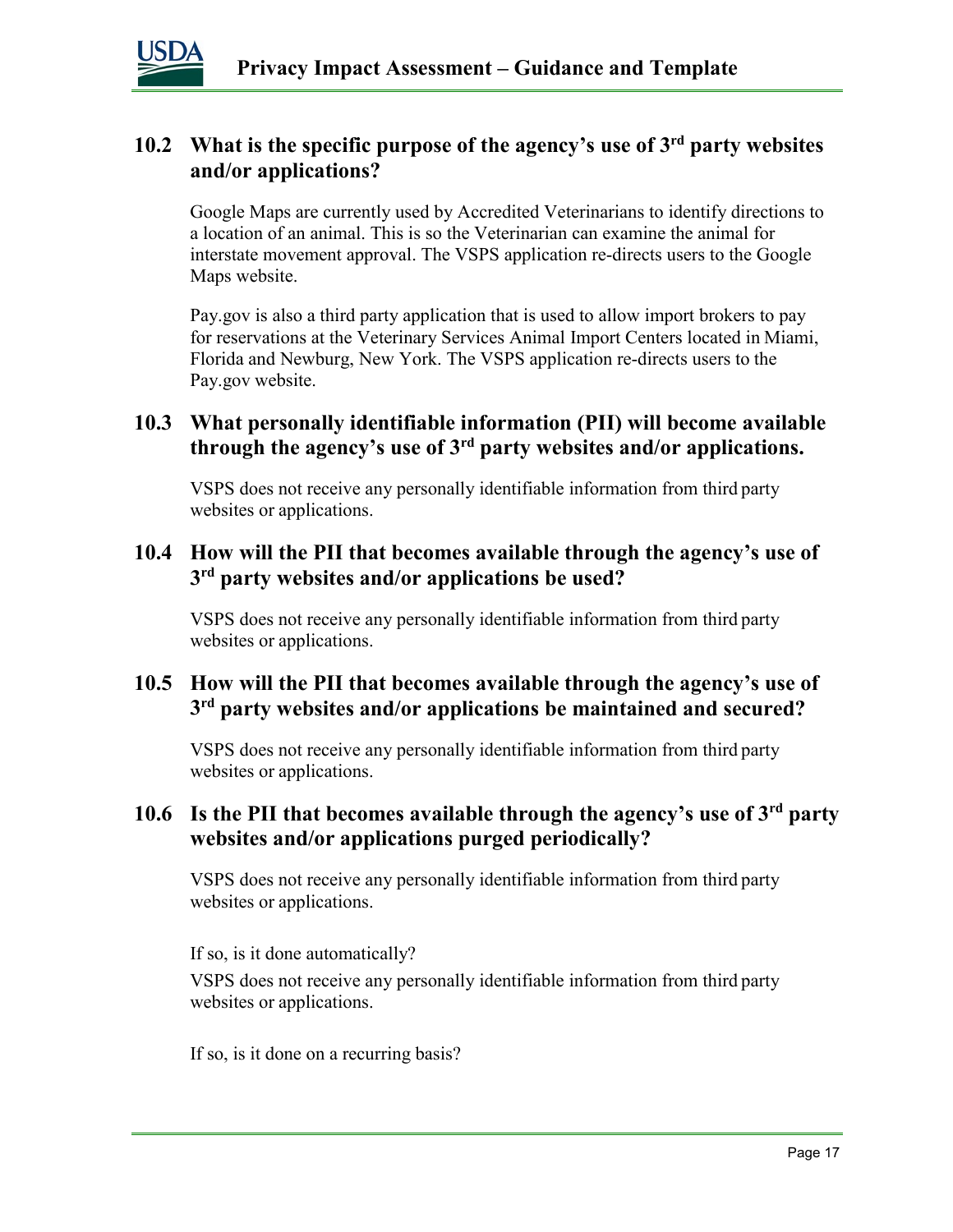## 10.2 What is the specific purpose of the agency's use of 3rd party websites and/or applications?

Google Maps are currently used by Accredited Veterinarians to identify directions to a location of an animal. This is so the Veterinarian can examine the animal for interstate movement approval. The VSPS application re-directs users to the Google Maps website.

Pay.gov is also a third party application that is used to allow import brokers to pay for reservations at the Veterinary Services Animal Import Centers located in Miami, Florida and Newburg, New York. The VSPS application re-directs users to the Pay.gov website.

## 10.3 What personally identifiable information (PII) will become available through the agency's use of 3rd party websites and/or applications.

VSPS does not receive any personally identifiable information from third party websites or applications.

## 10.4 How will the PII that becomes available through the agency's use of 3rd party websites and/or applications be used?

VSPS does not receive any personally identifiable information from third party websites or applications.

## 10.5 How will the PII that becomes available through the agency's use of 3rd party websites and/or applications be maintained and secured?

VSPS does not receive any personally identifiable information from third party websites or applications.

## 10.6 Is the PII that becomes available through the agency's use of 3rd party websites and/or applications purged periodically?

VSPS does not receive any personally identifiable information from third party websites or applications.

If so, is it done automatically?

VSPS does not receive any personally identifiable information from third party websites or applications.

If so, is it done on a recurring basis?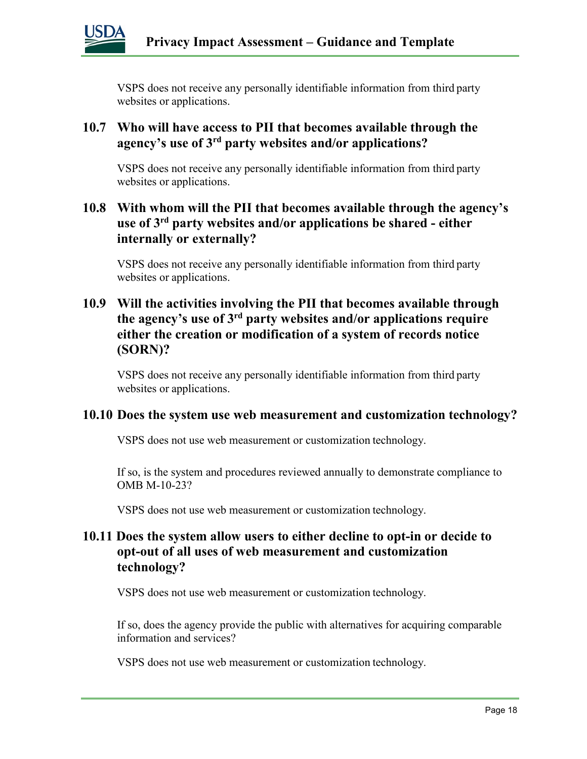VSPS does not receive any personally identifiable information from third party websites or applications.

### 10.7 Who will have access to PII that becomes available through the agency's use of 3rd party websites and/or applications?

VSPS does not receive any personally identifiable information from third party websites or applications.

### 10.8 With whom will the PII that becomes available through the agency's use of 3rd party websites and/or applications be shared - either internally or externally?

VSPS does not receive any personally identifiable information from third party websites or applications.

### 10.9 Will the activities involving the PII that becomes available through the agency's use of 3rd party websites and/or applications require either the creation or modification of a system of records notice (SORN)?

VSPS does not receive any personally identifiable information from third party websites or applications.

### 10.10 Does the system use web measurement and customization technology?

VSPS does not use web measurement or customization technology.

If so, is the system and procedures reviewed annually to demonstrate compliance to OMB M-10-23?

VSPS does not use web measurement or customization technology.

### 10.11 Does the system allow users to either decline to opt-in or decide to opt-out of all uses of web measurement and customization technology?

VSPS does not use web measurement or customization technology.

If so, does the agency provide the public with alternatives for acquiring comparable information and services?

VSPS does not use web measurement or customization technology.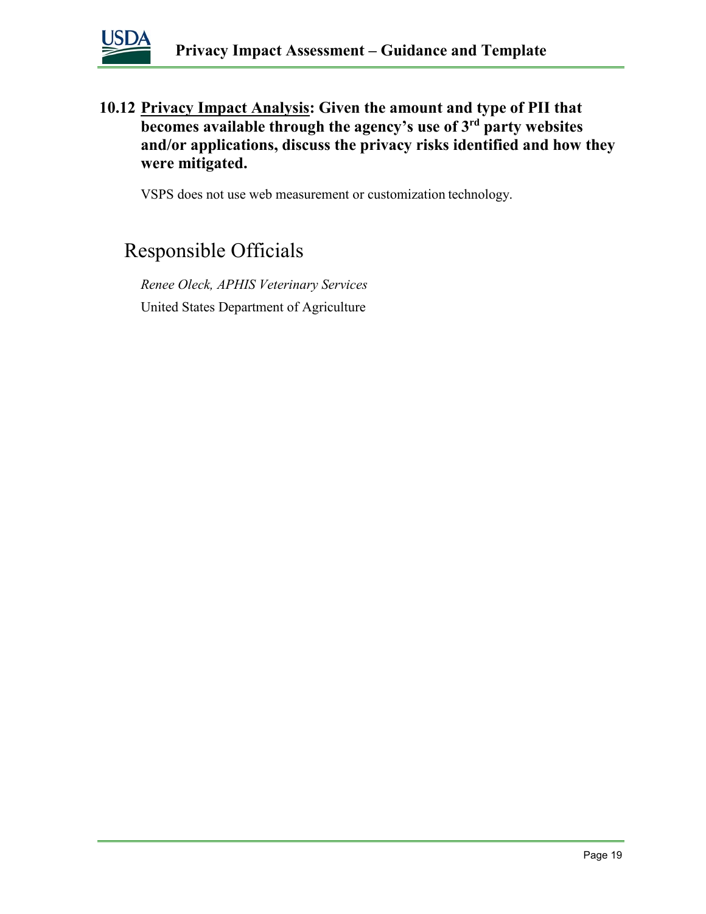### 10.12 Privacy Impact Analysis: Given the amount and type of PII that becomes available through the agency's use of 3rd party websites and/or applications, discuss the privacy risks identified and how they were mitigated.

VSPS does not use web measurement or customization technology.

## Responsible Officials

*Renee Oleck, APHIS Veterinary Services*

United States Department of Agriculture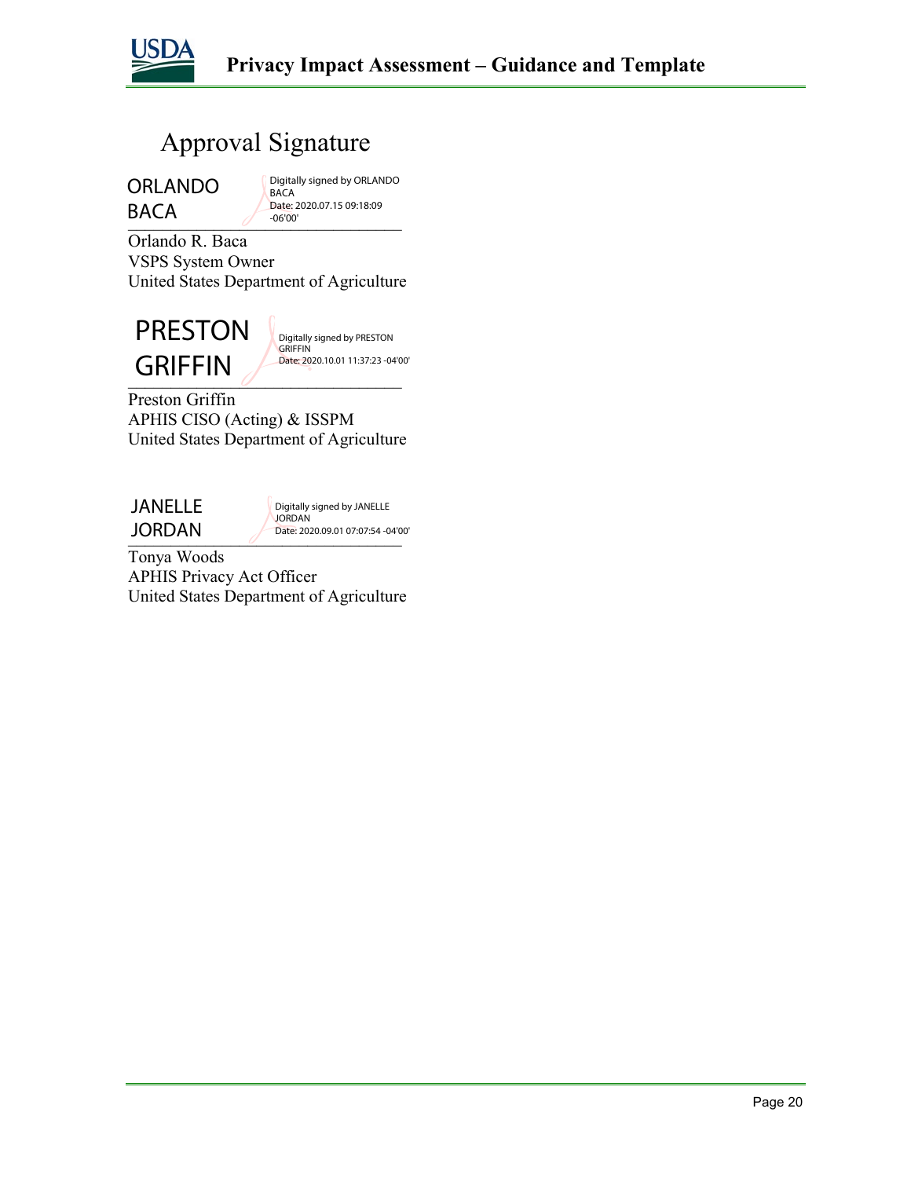# Approval Signature

ORLANDO BACA

Digitally signed by ORLANDO BACA
Date: 2020.07.15 09:18:09 -06'00'

Orlando R. Baca
VSPS System Owner
United States Department of Agriculture

PRESTON GRIFFIN

Digitally signed by PRESTON GRIFFIN
Date: 2020.10.01 11:37:23 -04'00'

Preston Griffin
APHIS CISO (Acting) & ISSPM
United States Department of Agriculture

JANELLE JORDAN

Digitally signed by JANELLE JORDAN
Date: 2020.09.01 07:07:54 -04'00'

Tonya Woods
APHIS Privacy Act Officer
United States Department of Agriculture